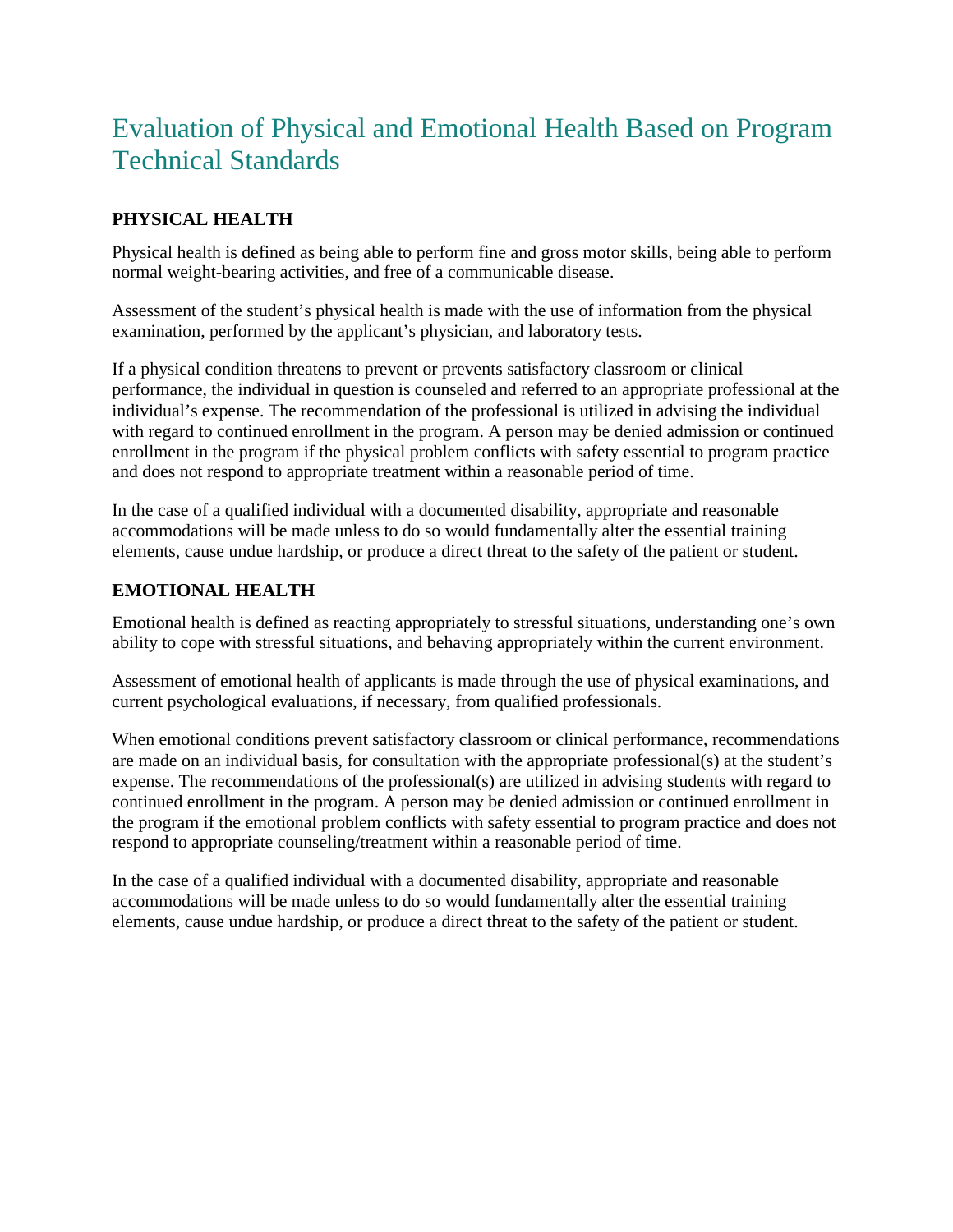# Evaluation of Physical and Emotional Health Based on Program Technical Standards

## PHYSICAL HEALTH

Physical health is defined as being able to perform fine and gross motor skills, being able to perform normal weight-bearing activities, and free of a communicable disease.

Assessment of the student's physical health is made with the use of information from the physical examination, performed by the applicant's physician, and laboratory tests.

If a physical condition threatens to prevent or prevents satisfactory classroom or clinical performance, the individual in question is counseled and referred to an appropriate professional at the individual's expense. The recommendation of the professional is utilized in advising the individual with regard to continued enrollment in the program. A person may be denied admission or continued enrollment in the program if the physical problem conflicts with safety essential to program practice and does not respond to appropriate treatment within a reasonable period of time.

In the case of a qualified individual with a documented disability, appropriate and reasonable accommodations will be made unless to do so would fundamentally alter the essential training elements, cause undue hardship, or produce a direct threat to the safety of the patient or student.

## EMOTIONAL HEALTH

Emotional health is defined as reacting appropriately to stressful situations, understanding one's own ability to cope with stressful situations, and behaving appropriately within the current environment.

Assessment of emotional health of applicants is made through the use of physical examinations, and current psychological evaluations, if necessary, from qualified professionals.

When emotional conditions prevent satisfactory classroom or clinical performance, recommendations are made on an individual basis, for consultation with the appropriate professional(s) at the student's expense. The recommendations of the professional(s) are utilized in advising students with regard to continued enrollment in the program. A person may be denied admission or continued enrollment in the program if the emotional problem conflicts with safety essential to program practice and does not respond to appropriate counseling/treatment within a reasonable period of time.

In the case of a qualified individual with a documented disability, appropriate and reasonable accommodations will be made unless to do so would fundamentally alter the essential training elements, cause undue hardship, or produce a direct threat to the safety of the patient or student.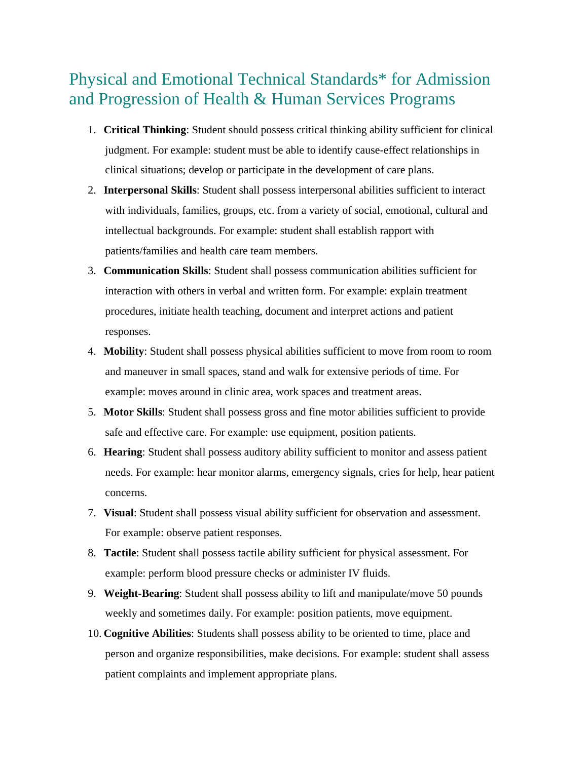# Physical and Emotional Technical Standards* for Admission and Progression of Health & Human Services Programs

1. **Critical Thinking**: Student should possess critical thinking ability sufficient for clinical judgment. For example: student must be able to identify cause-effect relationships in clinical situations; develop or participate in the development of care plans.
2. **Interpersonal Skills**: Student shall possess interpersonal abilities sufficient to interact with individuals, families, groups, etc. from a variety of social, emotional, cultural and intellectual backgrounds. For example: student shall establish rapport with patients/families and health care team members.
3. **Communication Skills**: Student shall possess communication abilities sufficient for interaction with others in verbal and written form. For example: explain treatment procedures, initiate health teaching, document and interpret actions and patient responses.
4. **Mobility**: Student shall possess physical abilities sufficient to move from room to room and maneuver in small spaces, stand and walk for extensive periods of time. For example: moves around in clinic area, work spaces and treatment areas.
5. **Motor Skills**: Student shall possess gross and fine motor abilities sufficient to provide safe and effective care. For example: use equipment, position patients.
6. **Hearing**: Student shall possess auditory ability sufficient to monitor and assess patient needs. For example: hear monitor alarms, emergency signals, cries for help, hear patient concerns.
7. **Visual**: Student shall possess visual ability sufficient for observation and assessment. For example: observe patient responses.
8. **Tactile**: Student shall possess tactile ability sufficient for physical assessment. For example: perform blood pressure checks or administer IV fluids.
9. **Weight-Bearing**: Student shall possess ability to lift and manipulate/move 50 pounds weekly and sometimes daily. For example: position patients, move equipment.
10. **Cognitive Abilities**: Students shall possess ability to be oriented to time, place and person and organize responsibilities, make decisions. For example: student shall assess patient complaints and implement appropriate plans.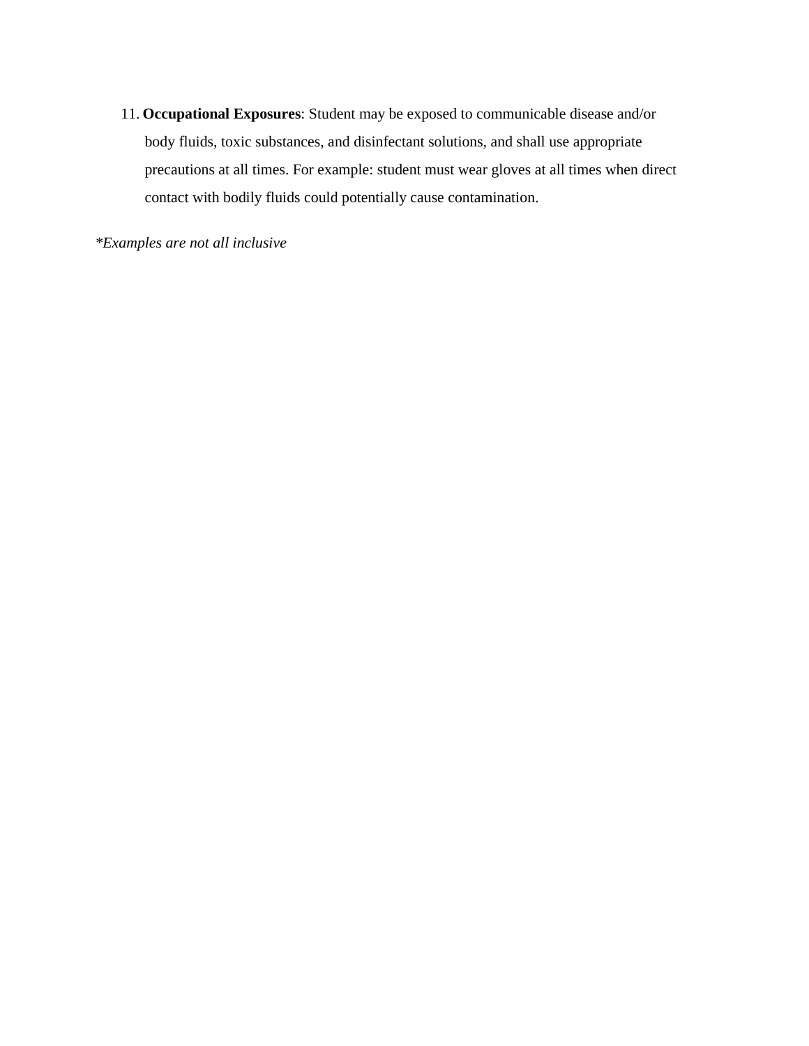11. **Occupational Exposures**: Student may be exposed to communicable disease and/or body fluids, toxic substances, and disinfectant solutions, and shall use appropriate precautions at all times. For example: student must wear gloves at all times when direct contact with bodily fluids could potentially cause contamination.

*\*Examples are not all inclusive*